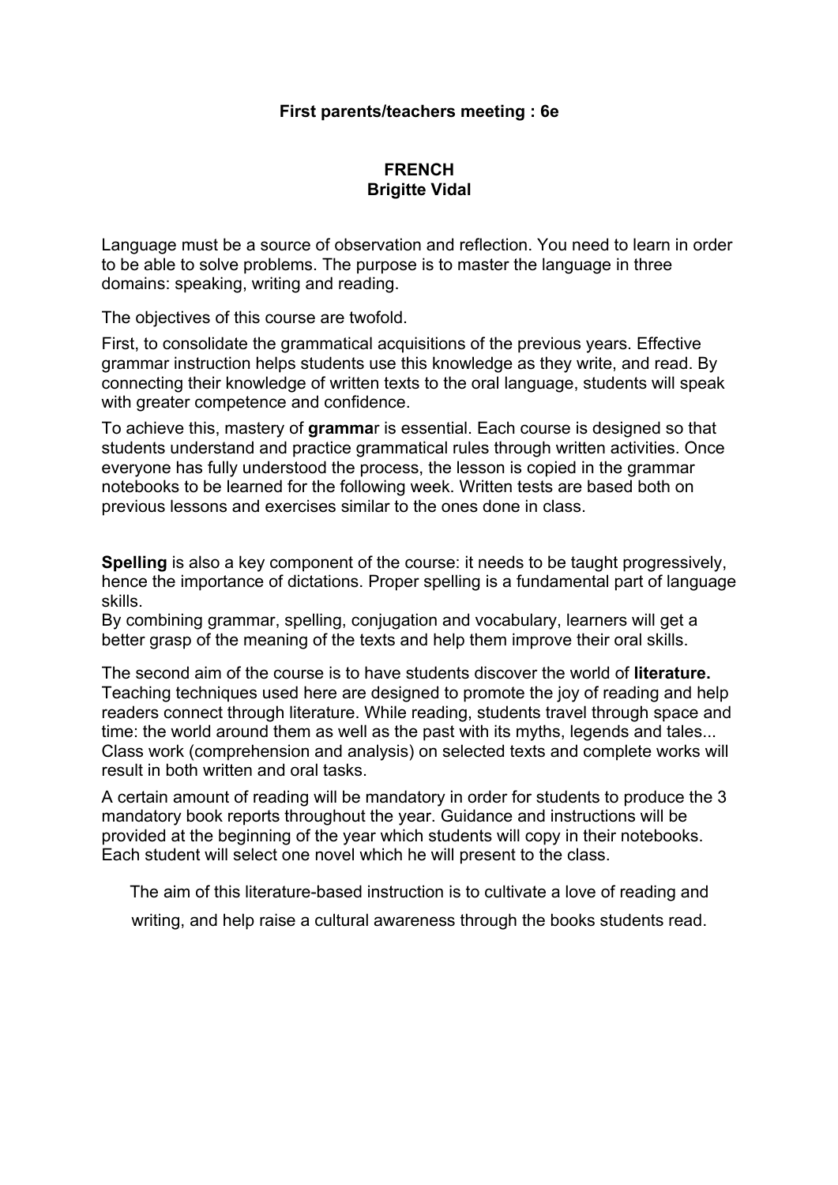**First parents/teachers meeting : 6e**

**FRENCH**
**Brigitte Vidal**

Language must be a source of observation and reflection. You need to learn in order to be able to solve problems. The purpose is to master the language in three domains: speaking, writing and reading.

The objectives of this course are twofold.

First, to consolidate the grammatical acquisitions of the previous years. Effective grammar instruction helps students use this knowledge as they write, and read. By connecting their knowledge of written texts to the oral language, students will speak with greater competence and confidence.

To achieve this, mastery of **gramma**r is essential. Each course is designed so that students understand and practice grammatical rules through written activities. Once everyone has fully understood the process, the lesson is copied in the grammar notebooks to be learned for the following week. Written tests are based both on previous lessons and exercises similar to the ones done in class.

**Spelling** is also a key component of the course: it needs to be taught progressively, hence the importance of dictations. Proper spelling is a fundamental part of language skills.
By combining grammar, spelling, conjugation and vocabulary, learners will get a better grasp of the meaning of the texts and help them improve their oral skills.

The second aim of the course is to have students discover the world of **literature.** Teaching techniques used here are designed to promote the joy of reading and help readers connect through literature. While reading, students travel through space and time: the world around them as well as the past with its myths, legends and tales... Class work (comprehension and analysis) on selected texts and complete works will result in both written and oral tasks.

A certain amount of reading will be mandatory in order for students to produce the 3 mandatory book reports throughout the year. Guidance and instructions will be provided at the beginning of the year which students will copy in their notebooks. Each student will select one novel which he will present to the class.

The aim of this literature-based instruction is to cultivate a love of reading and writing, and help raise a cultural awareness through the books students read.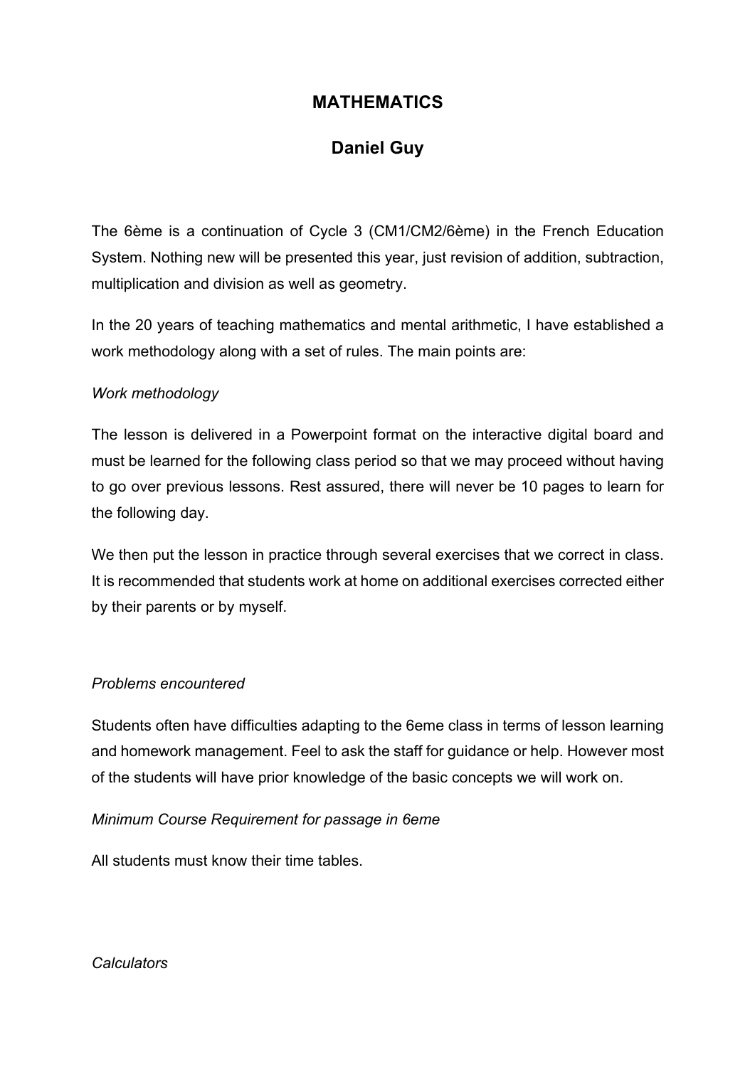# MATHEMATICS

## Daniel Guy

The 6ème is a continuation of Cycle 3 (CM1/CM2/6ème) in the French Education System. Nothing new will be presented this year, just revision of addition, subtraction, multiplication and division as well as geometry.

In the 20 years of teaching mathematics and mental arithmetic, I have established a work methodology along with a set of rules. The main points are:

*Work methodology*

The lesson is delivered in a Powerpoint format on the interactive digital board and must be learned for the following class period so that we may proceed without having to go over previous lessons. Rest assured, there will never be 10 pages to learn for the following day.

We then put the lesson in practice through several exercises that we correct in class. It is recommended that students work at home on additional exercises corrected either by their parents or by myself.

*Problems encountered*

Students often have difficulties adapting to the 6eme class in terms of lesson learning and homework management. Feel to ask the staff for guidance or help. However most of the students will have prior knowledge of the basic concepts we will work on.

*Minimum Course Requirement for passage in 6eme*

All students must know their time tables.

*Calculators*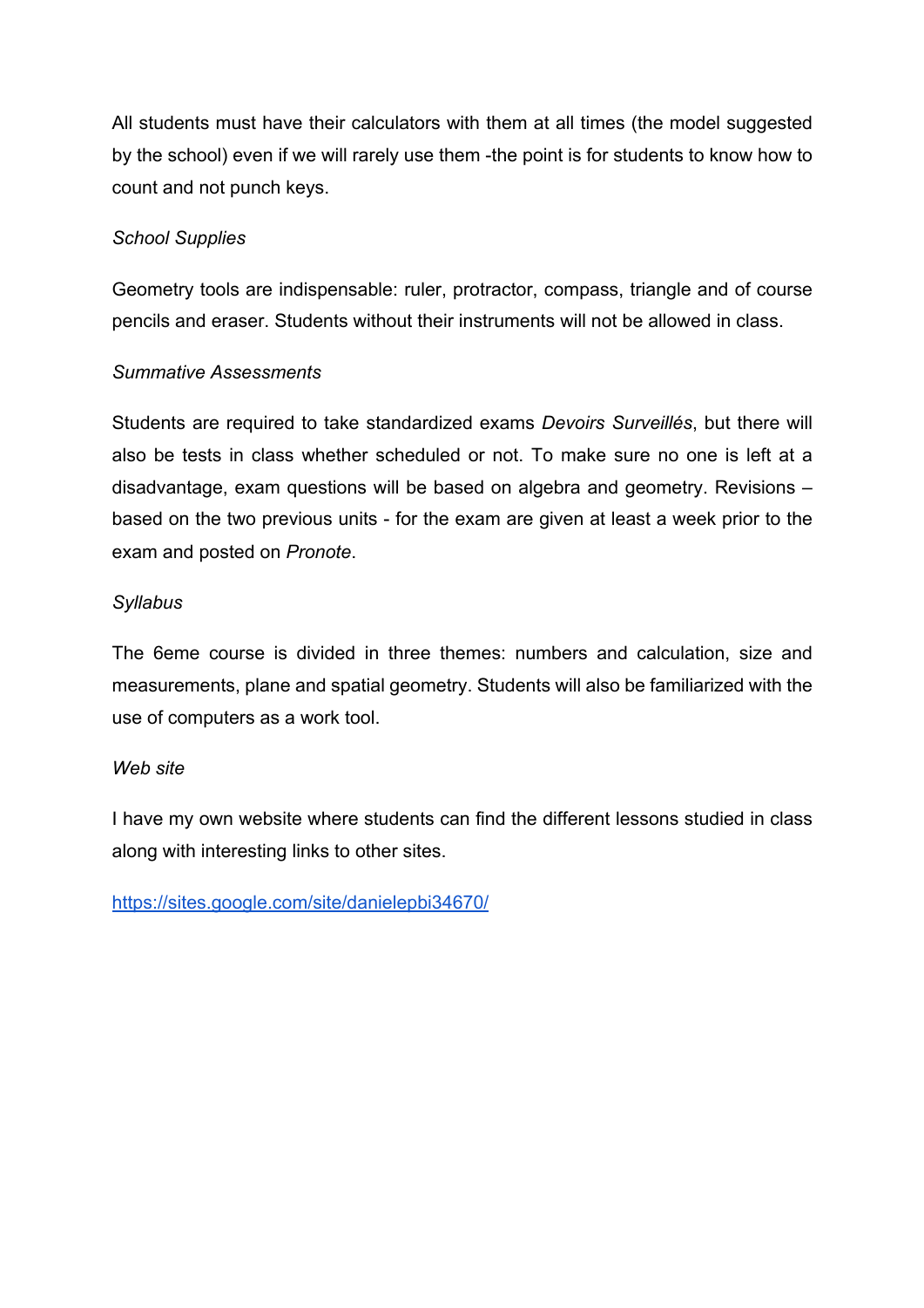All students must have their calculators with them at all times (the model suggested by the school) even if we will rarely use them -the point is for students to know how to count and not punch keys.

*School Supplies*

Geometry tools are indispensable: ruler, protractor, compass, triangle and of course pencils and eraser. Students without their instruments will not be allowed in class.

*Summative Assessments*

Students are required to take standardized exams *Devoirs Surveillés*, but there will also be tests in class whether scheduled or not. To make sure no one is left at a disadvantage, exam questions will be based on algebra and geometry. Revisions – based on the two previous units - for the exam are given at least a week prior to the exam and posted on *Pronote*.

*Syllabus*

The 6eme course is divided in three themes: numbers and calculation, size and measurements, plane and spatial geometry. Students will also be familiarized with the use of computers as a work tool.

*Web site*

I have my own website where students can find the different lessons studied in class along with interesting links to other sites.

https://sites.google.com/site/danielepbi34670/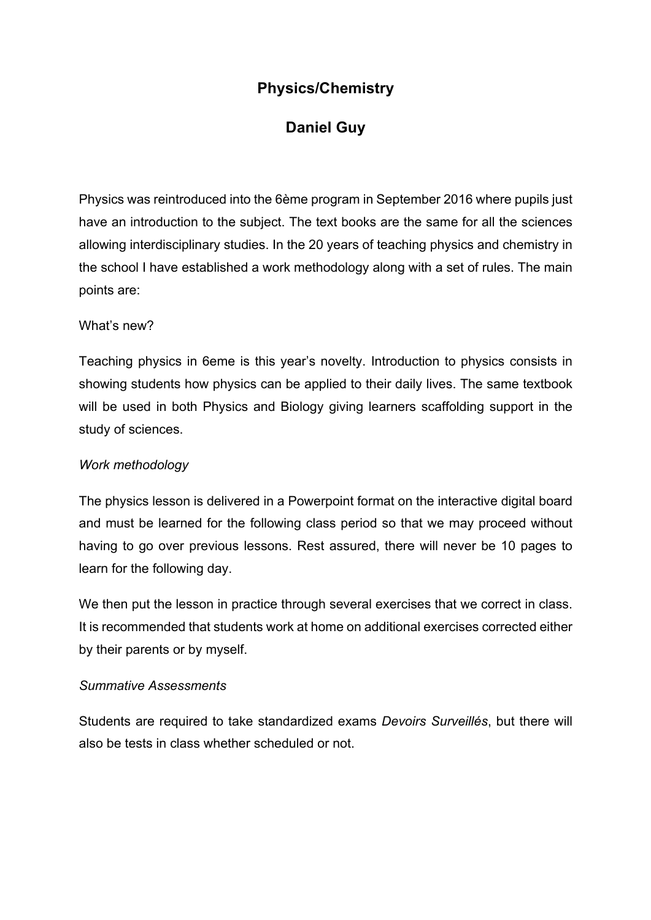# Physics/Chemistry

## Daniel Guy

Physics was reintroduced into the 6ème program in September 2016 where pupils just have an introduction to the subject. The text books are the same for all the sciences allowing interdisciplinary studies. In the 20 years of teaching physics and chemistry in the school I have established a work methodology along with a set of rules. The main points are:

What's new?

Teaching physics in 6eme is this year's novelty. Introduction to physics consists in showing students how physics can be applied to their daily lives. The same textbook will be used in both Physics and Biology giving learners scaffolding support in the study of sciences.

*Work methodology*

The physics lesson is delivered in a Powerpoint format on the interactive digital board and must be learned for the following class period so that we may proceed without having to go over previous lessons. Rest assured, there will never be 10 pages to learn for the following day.

We then put the lesson in practice through several exercises that we correct in class. It is recommended that students work at home on additional exercises corrected either by their parents or by myself.

*Summative Assessments*

Students are required to take standardized exams *Devoirs Surveillés*, but there will also be tests in class whether scheduled or not.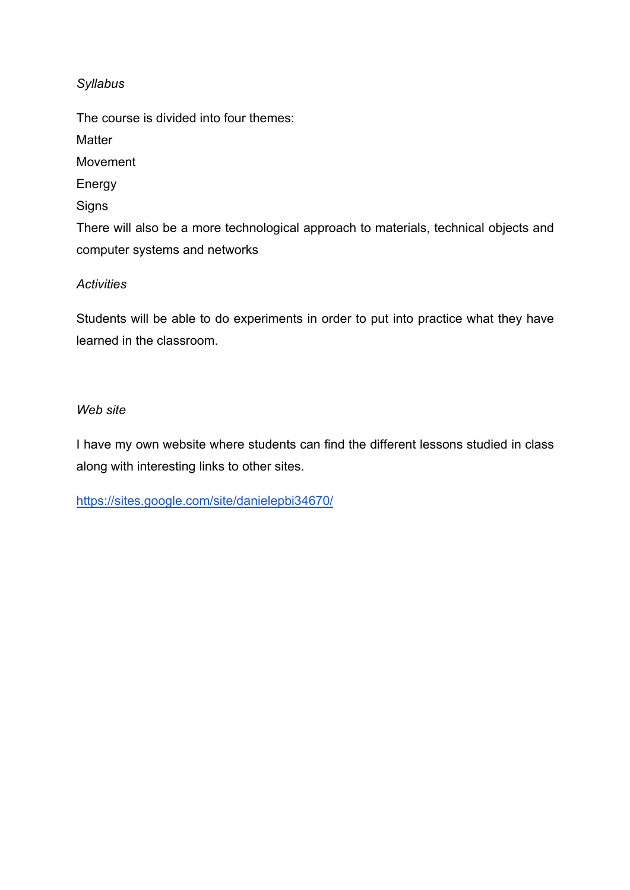*Syllabus*

The course is divided into four themes:

Matter

Movement

Energy

Signs

There will also be a more technological approach to materials, technical objects and computer systems and networks

*Activities*

Students will be able to do experiments in order to put into practice what they have learned in the classroom.

*Web site*

I have my own website where students can find the different lessons studied in class along with interesting links to other sites.

[https://sites.google.com/site/danielepbi34670/](https://sites.google.com/site/danielepbi34670/)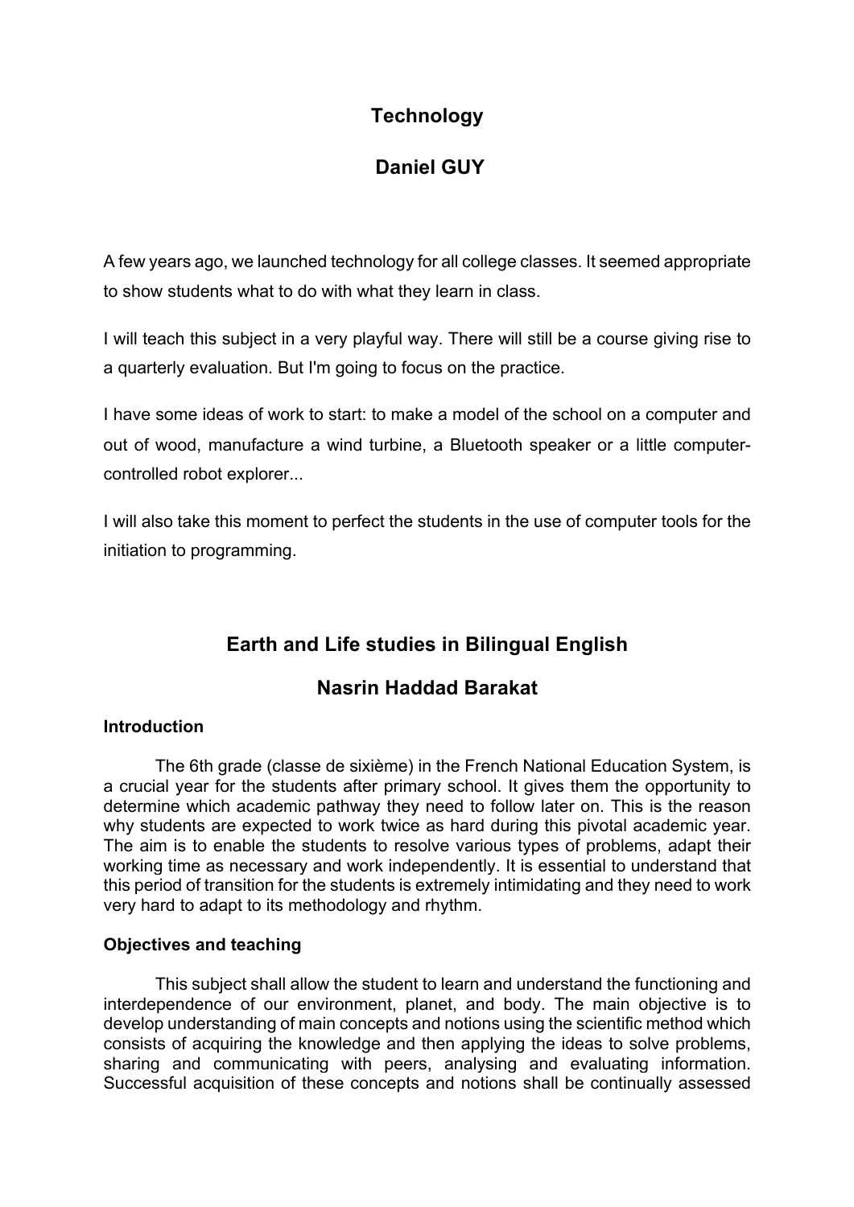## Technology

## Daniel GUY

A few years ago, we launched technology for all college classes. It seemed appropriate to show students what to do with what they learn in class.

I will teach this subject in a very playful way. There will still be a course giving rise to a quarterly evaluation. But I'm going to focus on the practice.

I have some ideas of work to start: to make a model of the school on a computer and out of wood, manufacture a wind turbine, a Bluetooth speaker or a little computer-controlled robot explorer...

I will also take this moment to perfect the students in the use of computer tools for the initiation to programming.

## Earth and Life studies in Bilingual English

## Nasrin Haddad Barakat

### Introduction

The 6th grade (classe de sixième) in the French National Education System, is a crucial year for the students after primary school. It gives them the opportunity to determine which academic pathway they need to follow later on. This is the reason why students are expected to work twice as hard during this pivotal academic year. The aim is to enable the students to resolve various types of problems, adapt their working time as necessary and work independently. It is essential to understand that this period of transition for the students is extremely intimidating and they need to work very hard to adapt to its methodology and rhythm.

### Objectives and teaching

This subject shall allow the student to learn and understand the functioning and interdependence of our environment, planet, and body. The main objective is to develop understanding of main concepts and notions using the scientific method which consists of acquiring the knowledge and then applying the ideas to solve problems, sharing and communicating with peers, analysing and evaluating information. Successful acquisition of these concepts and notions shall be continually assessed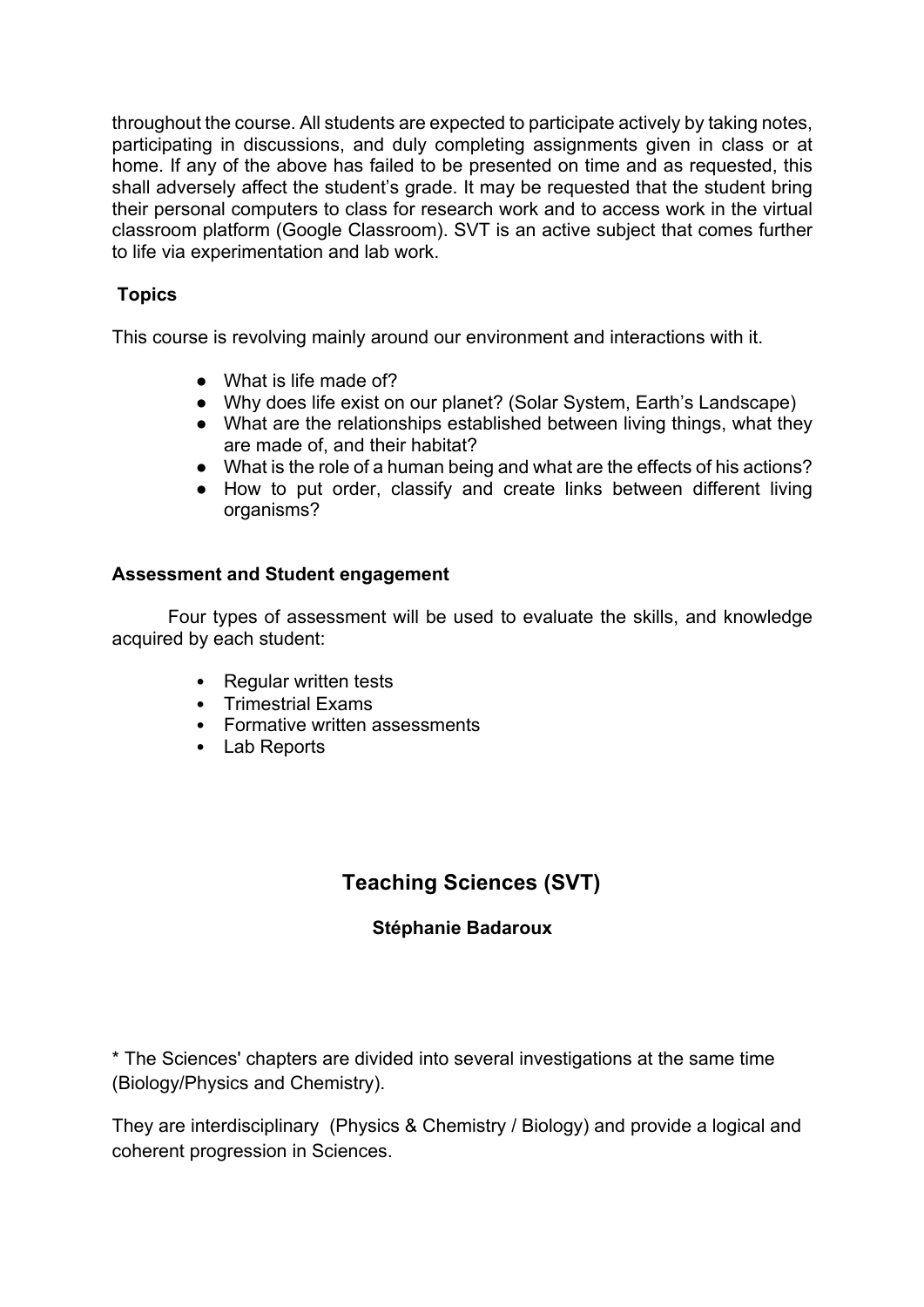throughout the course. All students are expected to participate actively by taking notes, participating in discussions, and duly completing assignments given in class or at home. If any of the above has failed to be presented on time and as requested, this shall adversely affect the student's grade. It may be requested that the student bring their personal computers to class for research work and to access work in the virtual classroom platform (Google Classroom). SVT is an active subject that comes further to life via experimentation and lab work.

**Topics**

This course is revolving mainly around our environment and interactions with it.

- What is life made of?
- Why does life exist on our planet? (Solar System, Earth's Landscape)
- What are the relationships established between living things, what they are made of, and their habitat?
- What is the role of a human being and what are the effects of his actions?
- How to put order, classify and create links between different living organisms?

**Assessment and Student engagement**

Four types of assessment will be used to evaluate the skills, and knowledge acquired by each student:

- Regular written tests
- Trimestrial Exams
- Formative written assessments
- Lab Reports

## Teaching Sciences (SVT)

**Stéphanie Badaroux**

* The Sciences' chapters are divided into several investigations at the same time (Biology/Physics and Chemistry).

They are interdisciplinary (Physics & Chemistry / Biology) and provide a logical and coherent progression in Sciences.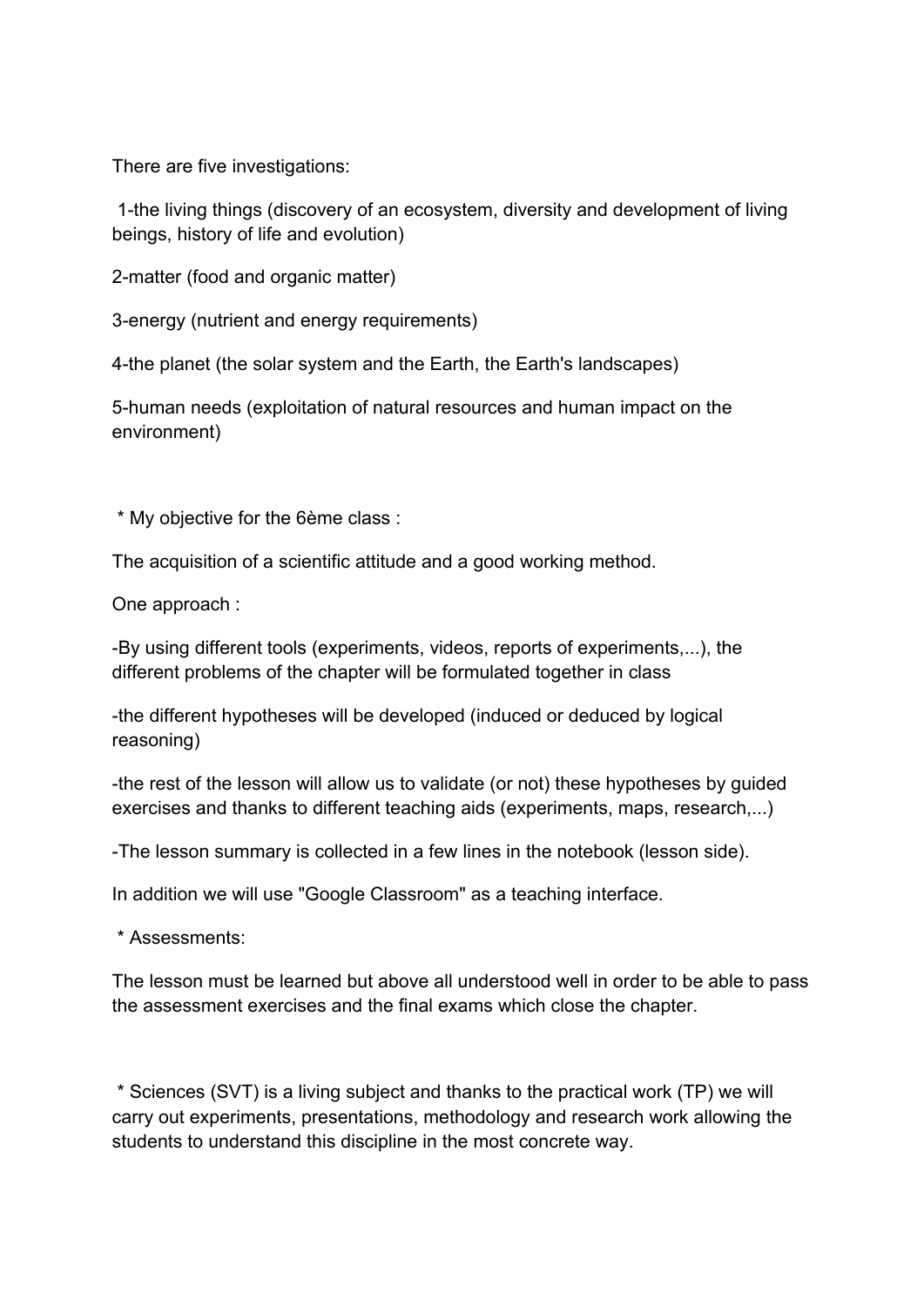There are five investigations:

1-the living things (discovery of an ecosystem, diversity and development of living beings, history of life and evolution)

2-matter (food and organic matter)

3-energy (nutrient and energy requirements)

4-the planet (the solar system and the Earth, the Earth's landscapes)

5-human needs (exploitation of natural resources and human impact on the environment)

* My objective for the 6ème class :

The acquisition of a scientific attitude and a good working method.

One approach :

-By using different tools (experiments, videos, reports of experiments,...), the different problems of the chapter will be formulated together in class

-the different hypotheses will be developed (induced or deduced by logical reasoning)

-the rest of the lesson will allow us to validate (or not) these hypotheses by guided exercises and thanks to different teaching aids (experiments, maps, research,...)

-The lesson summary is collected in a few lines in the notebook (lesson side).

In addition we will use "Google Classroom" as a teaching interface.

* Assessments:

The lesson must be learned but above all understood well in order to be able to pass the assessment exercises and the final exams which close the chapter.

* Sciences (SVT) is a living subject and thanks to the practical work (TP) we will carry out experiments, presentations, methodology and research work allowing the students to understand this discipline in the most concrete way.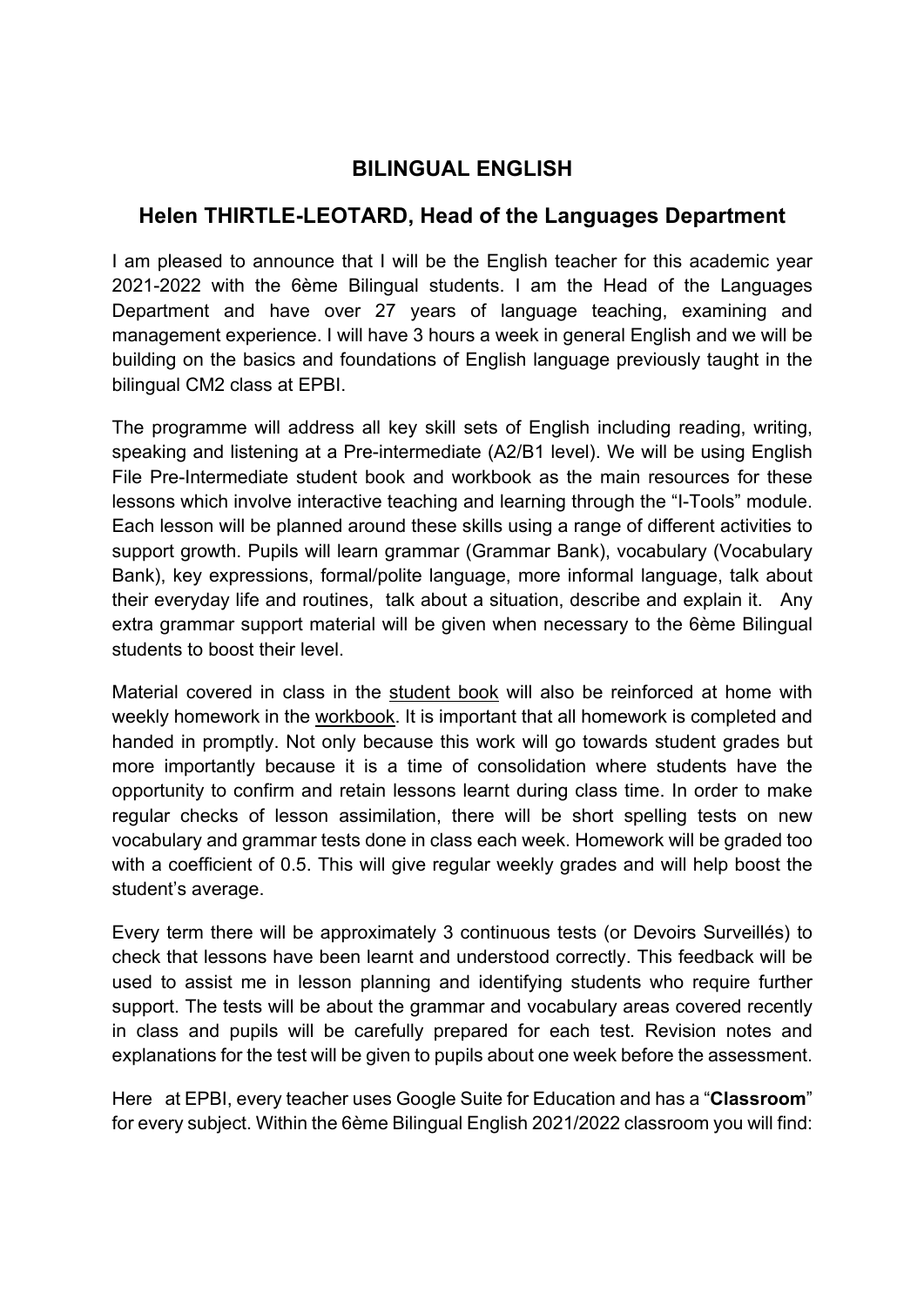## BILINGUAL ENGLISH

## Helen THIRTLE-LEOTARD, Head of the Languages Department

I am pleased to announce that I will be the English teacher for this academic year 2021-2022 with the 6ème Bilingual students. I am the Head of the Languages Department and have over 27 years of language teaching, examining and management experience. I will have 3 hours a week in general English and we will be building on the basics and foundations of English language previously taught in the bilingual CM2 class at EPBI.

The programme will address all key skill sets of English including reading, writing, speaking and listening at a Pre-intermediate (A2/B1 level). We will be using English File Pre-Intermediate student book and workbook as the main resources for these lessons which involve interactive teaching and learning through the "I-Tools" module. Each lesson will be planned around these skills using a range of different activities to support growth. Pupils will learn grammar (Grammar Bank), vocabulary (Vocabulary Bank), key expressions, formal/polite language, more informal language, talk about their everyday life and routines, talk about a situation, describe and explain it. Any extra grammar support material will be given when necessary to the 6ème Bilingual students to boost their level.

Material covered in class in the <u>student book</u> will also be reinforced at home with weekly homework in the <u>workbook</u>. It is important that all homework is completed and handed in promptly. Not only because this work will go towards student grades but more importantly because it is a time of consolidation where students have the opportunity to confirm and retain lessons learnt during class time. In order to make regular checks of lesson assimilation, there will be short spelling tests on new vocabulary and grammar tests done in class each week. Homework will be graded too with a coefficient of 0.5. This will give regular weekly grades and will help boost the student's average.

Every term there will be approximately 3 continuous tests (or Devoirs Surveillés) to check that lessons have been learnt and understood correctly. This feedback will be used to assist me in lesson planning and identifying students who require further support. The tests will be about the grammar and vocabulary areas covered recently in class and pupils will be carefully prepared for each test. Revision notes and explanations for the test will be given to pupils about one week before the assessment.

Here at EPBI, every teacher uses Google Suite for Education and has a "**Classroom**" for every subject. Within the 6ème Bilingual English 2021/2022 classroom you will find: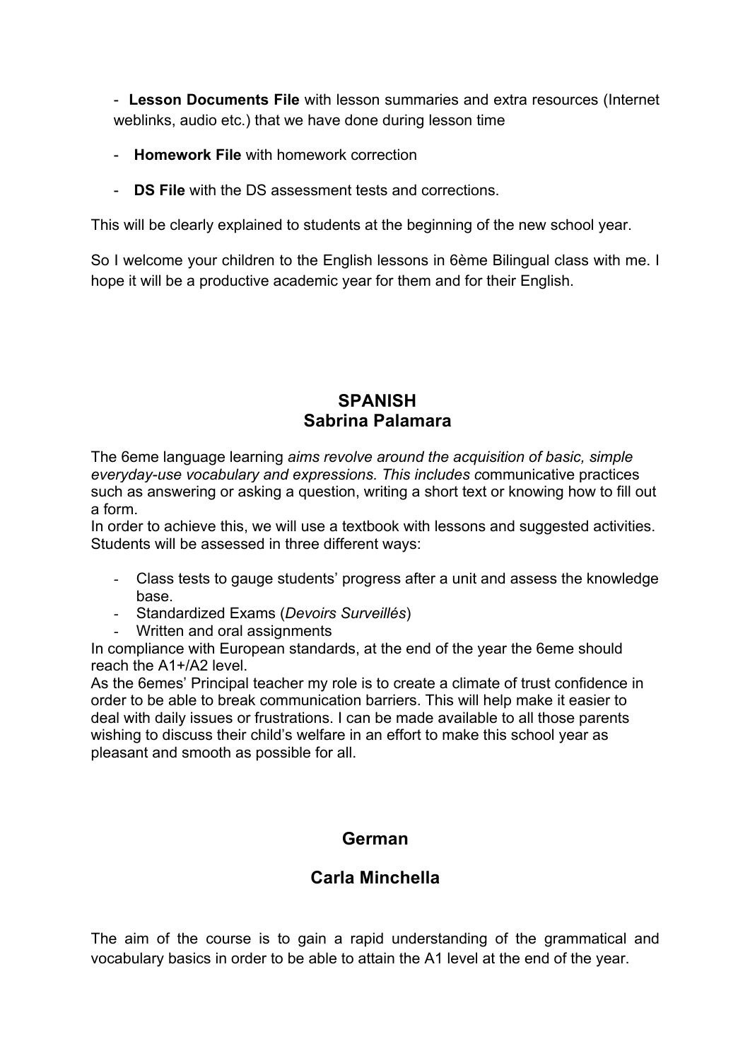- **Lesson Documents File** with lesson summaries and extra resources (Internet weblinks, audio etc.) that we have done during lesson time
- **Homework File** with homework correction
- **DS File** with the DS assessment tests and corrections.

This will be clearly explained to students at the beginning of the new school year.

So I welcome your children to the English lessons in 6ème Bilingual class with me. I hope it will be a productive academic year for them and for their English.

## SPANISH
## Sabrina Palamara

The 6eme language learning *aims revolve around the acquisition of basic, simple everyday-use vocabulary and expressions. This includes c*ommunicative practices such as answering or asking a question, writing a short text or knowing how to fill out a form.
In order to achieve this, we will use a textbook with lessons and suggested activities. Students will be assessed in three different ways:

- Class tests to gauge students' progress after a unit and assess the knowledge base.
- Standardized Exams (*Devoirs Surveillés*)
- Written and oral assignments

In compliance with European standards, at the end of the year the 6eme should reach the A1+/A2 level.
As the 6emes' Principal teacher my role is to create a climate of trust confidence in order to be able to break communication barriers. This will help make it easier to deal with daily issues or frustrations. I can be made available to all those parents wishing to discuss their child's welfare in an effort to make this school year as pleasant and smooth as possible for all.

## German

## Carla Minchella

The aim of the course is to gain a rapid understanding of the grammatical and vocabulary basics in order to be able to attain the A1 level at the end of the year.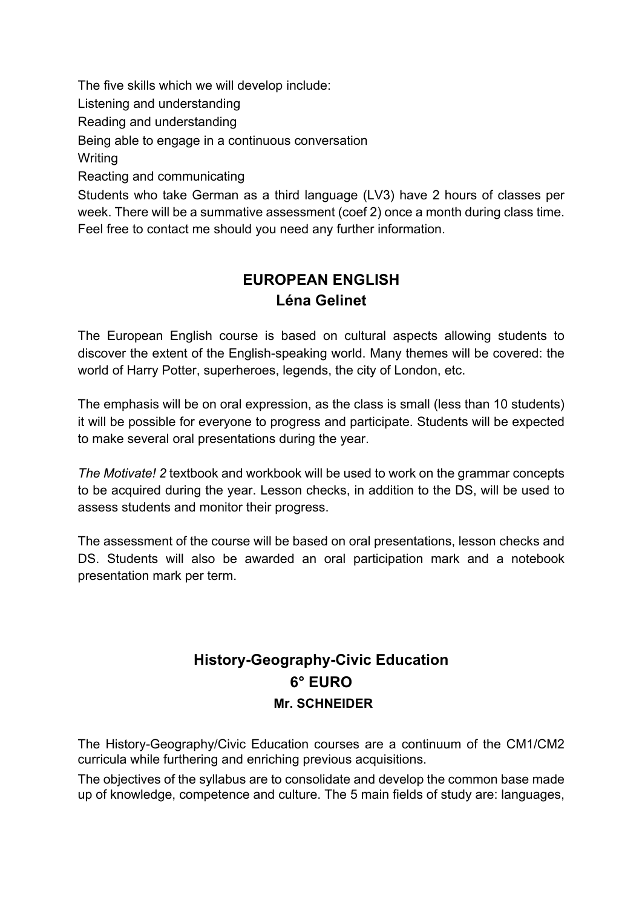The five skills which we will develop include:

Listening and understanding

Reading and understanding

Being able to engage in a continuous conversation

Writing

Reacting and communicating

Students who take German as a third language (LV3) have 2 hours of classes per week. There will be a summative assessment (coef 2) once a month during class time. Feel free to contact me should you need any further information.

## EUROPEAN ENGLISH
## Léna Gelinet

The European English course is based on cultural aspects allowing students to discover the extent of the English-speaking world. Many themes will be covered: the world of Harry Potter, superheroes, legends, the city of London, etc.

The emphasis will be on oral expression, as the class is small (less than 10 students) it will be possible for everyone to progress and participate. Students will be expected to make several oral presentations during the year.

*The Motivate! 2* textbook and workbook will be used to work on the grammar concepts to be acquired during the year. Lesson checks, in addition to the DS, will be used to assess students and monitor their progress.

The assessment of the course will be based on oral presentations, lesson checks and DS. Students will also be awarded an oral participation mark and a notebook presentation mark per term.

## History-Geography-Civic Education
## 6° EURO
### Mr. SCHNEIDER

The History-Geography/Civic Education courses are a continuum of the CM1/CM2 curricula while furthering and enriching previous acquisitions.

The objectives of the syllabus are to consolidate and develop the common base made up of knowledge, competence and culture. The 5 main fields of study are: languages,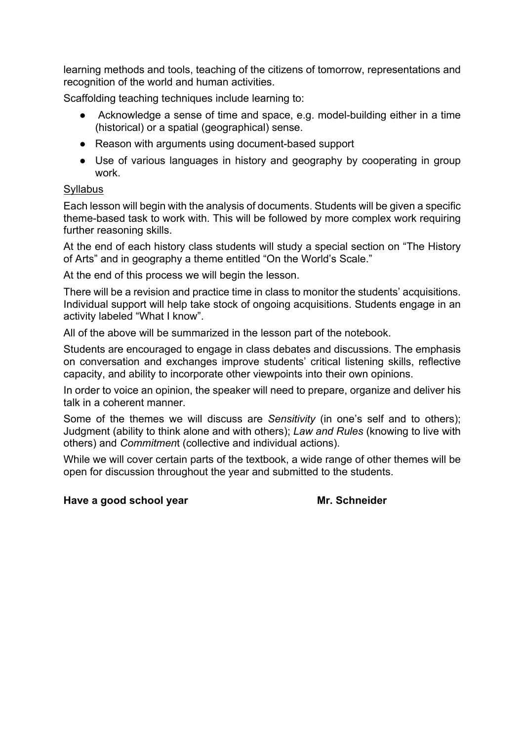learning methods and tools, teaching of the citizens of tomorrow, representations and recognition of the world and human activities.

Scaffolding teaching techniques include learning to:

- Acknowledge a sense of time and space, e.g. model-building either in a time (historical) or a spatial (geographical) sense.
- Reason with arguments using document-based support
- Use of various languages in history and geography by cooperating in group work.

<u>Syllabus</u>

Each lesson will begin with the analysis of documents. Students will be given a specific theme-based task to work with. This will be followed by more complex work requiring further reasoning skills.

At the end of each history class students will study a special section on "The History of Arts" and in geography a theme entitled "On the World's Scale."

At the end of this process we will begin the lesson.

There will be a revision and practice time in class to monitor the students' acquisitions. Individual support will help take stock of ongoing acquisitions. Students engage in an activity labeled "What I know".

All of the above will be summarized in the lesson part of the notebook.

Students are encouraged to engage in class debates and discussions. The emphasis on conversation and exchanges improve students' critical listening skills, reflective capacity, and ability to incorporate other viewpoints into their own opinions.

In order to voice an opinion, the speaker will need to prepare, organize and deliver his talk in a coherent manner.

Some of the themes we will discuss are *Sensitivity* (in one's self and to others); Judgment (ability to think alone and with others); *Law and Rules* (knowing to live with others) and *Commitmen*t (collective and individual actions).

While we will cover certain parts of the textbook, a wide range of other themes will be open for discussion throughout the year and submitted to the students.

**Have a good school year** **Mr. Schneider**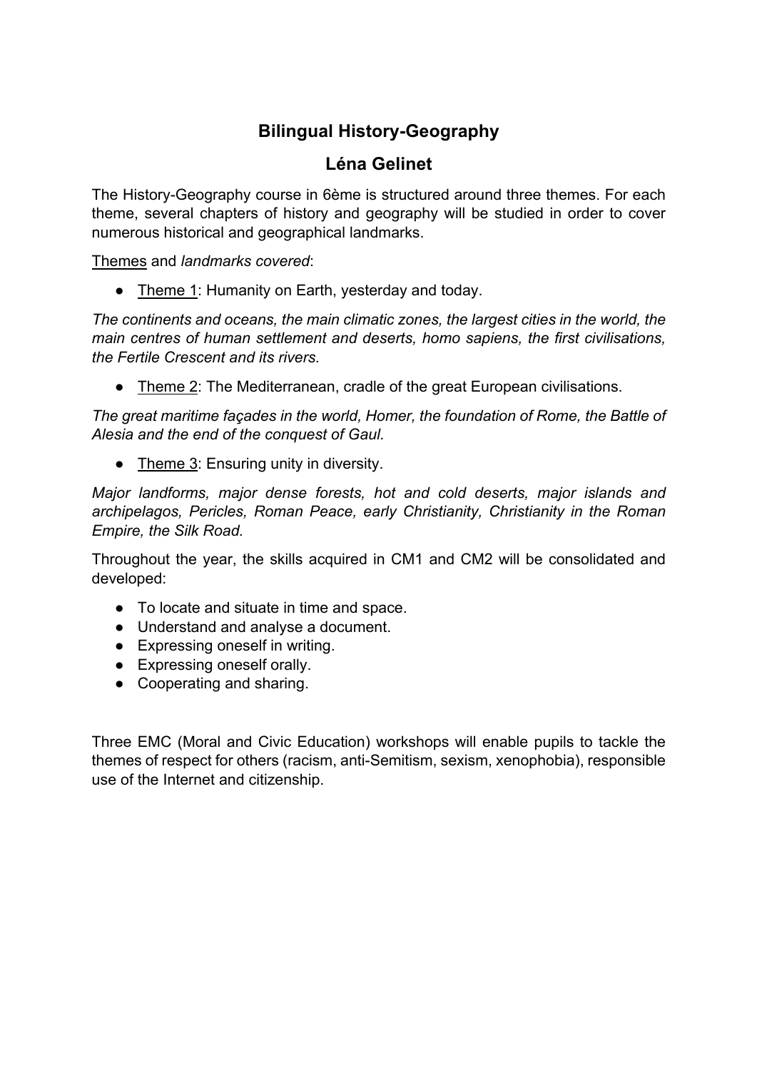## Bilingual History-Geography

### Léna Gelinet

The History-Geography course in 6ème is structured around three themes. For each theme, several chapters of history and geography will be studied in order to cover numerous historical and geographical landmarks.

<u>Themes</u> and *landmarks covered*:

- <u>Theme 1</u>: Humanity on Earth, yesterday and today.

*The continents and oceans, the main climatic zones, the largest cities in the world, the main centres of human settlement and deserts, homo sapiens, the first civilisations, the Fertile Crescent and its rivers.*

- <u>Theme 2</u>: The Mediterranean, cradle of the great European civilisations.

*The great maritime façades in the world, Homer, the foundation of Rome, the Battle of Alesia and the end of the conquest of Gaul.*

- <u>Theme 3</u>: Ensuring unity in diversity.

*Major landforms, major dense forests, hot and cold deserts, major islands and archipelagos, Pericles, Roman Peace, early Christianity, Christianity in the Roman Empire, the Silk Road.*

Throughout the year, the skills acquired in CM1 and CM2 will be consolidated and developed:

- To locate and situate in time and space.
- Understand and analyse a document.
- Expressing oneself in writing.
- Expressing oneself orally.
- Cooperating and sharing.

Three EMC (Moral and Civic Education) workshops will enable pupils to tackle the themes of respect for others (racism, anti-Semitism, sexism, xenophobia), responsible use of the Internet and citizenship.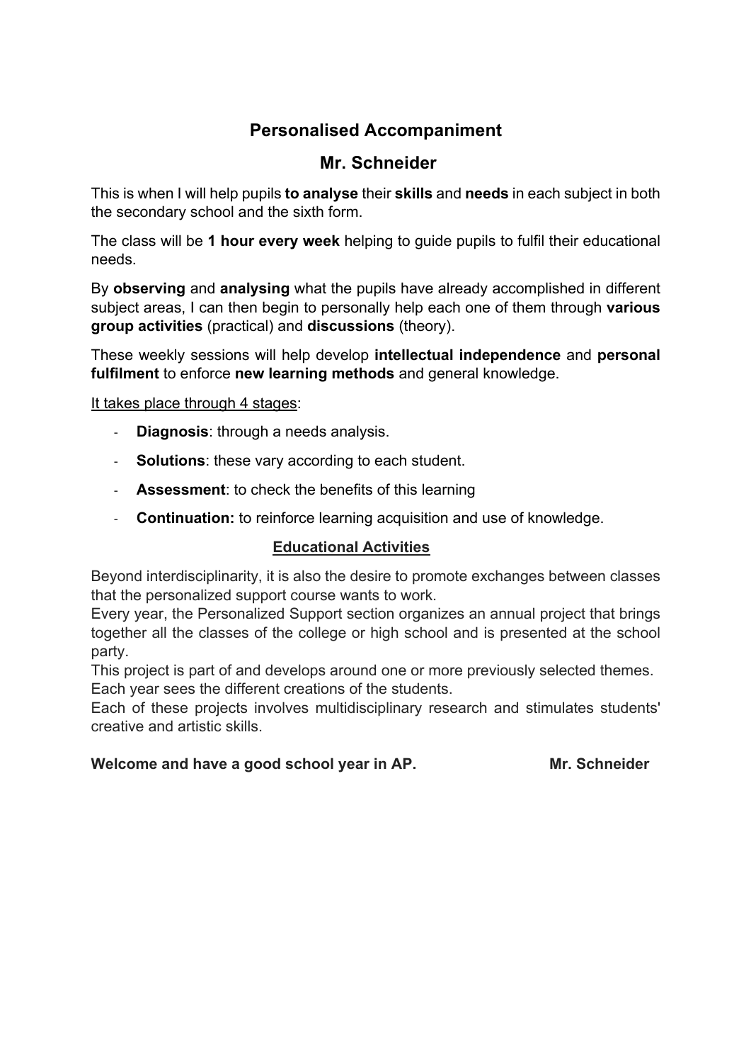# Personalised Accompaniment

## Mr. Schneider

This is when I will help pupils **to analyse** their **skills** and **needs** in each subject in both the secondary school and the sixth form.

The class will be **1 hour every week** helping to guide pupils to fulfil their educational needs.

By **observing** and **analysing** what the pupils have already accomplished in different subject areas, I can then begin to personally help each one of them through **various group activities** (practical) and **discussions** (theory).

These weekly sessions will help develop **intellectual independence** and **personal fulfilment** to enforce **new learning methods** and general knowledge.

<u>It takes place through 4 stages</u>:

- **Diagnosis**: through a needs analysis.
- **Solutions**: these vary according to each student.
- **Assessment**: to check the benefits of this learning
- **Continuation:** to reinforce learning acquisition and use of knowledge.

### <u>Educational Activities</u>

Beyond interdisciplinarity, it is also the desire to promote exchanges between classes that the personalized support course wants to work.
Every year, the Personalized Support section organizes an annual project that brings together all the classes of the college or high school and is presented at the school party.
This project is part of and develops around one or more previously selected themes.
Each year sees the different creations of the students.
Each of these projects involves multidisciplinary research and stimulates students' creative and artistic skills.

**Welcome and have a good school year in AP.** **Mr. Schneider**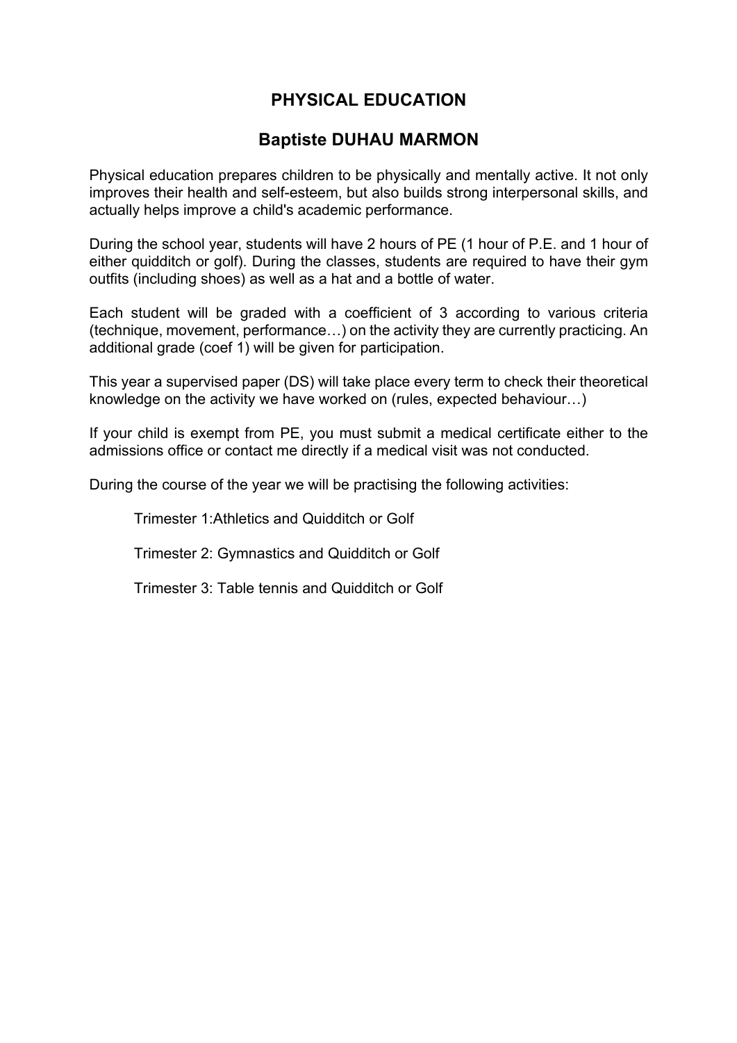# PHYSICAL EDUCATION

## Baptiste DUHAU MARMON

Physical education prepares children to be physically and mentally active. It not only improves their health and self-esteem, but also builds strong interpersonal skills, and actually helps improve a child's academic performance.

During the school year, students will have 2 hours of PE (1 hour of P.E. and 1 hour of either quidditch or golf). During the classes, students are required to have their gym outfits (including shoes) as well as a hat and a bottle of water.

Each student will be graded with a coefficient of 3 according to various criteria (technique, movement, performance…) on the activity they are currently practicing. An additional grade (coef 1) will be given for participation.

This year a supervised paper (DS) will take place every term to check their theoretical knowledge on the activity we have worked on (rules, expected behaviour…)

If your child is exempt from PE, you must submit a medical certificate either to the admissions office or contact me directly if a medical visit was not conducted.

During the course of the year we will be practising the following activities:

Trimester 1:Athletics and Quidditch or Golf

Trimester 2: Gymnastics and Quidditch or Golf

Trimester 3: Table tennis and Quidditch or Golf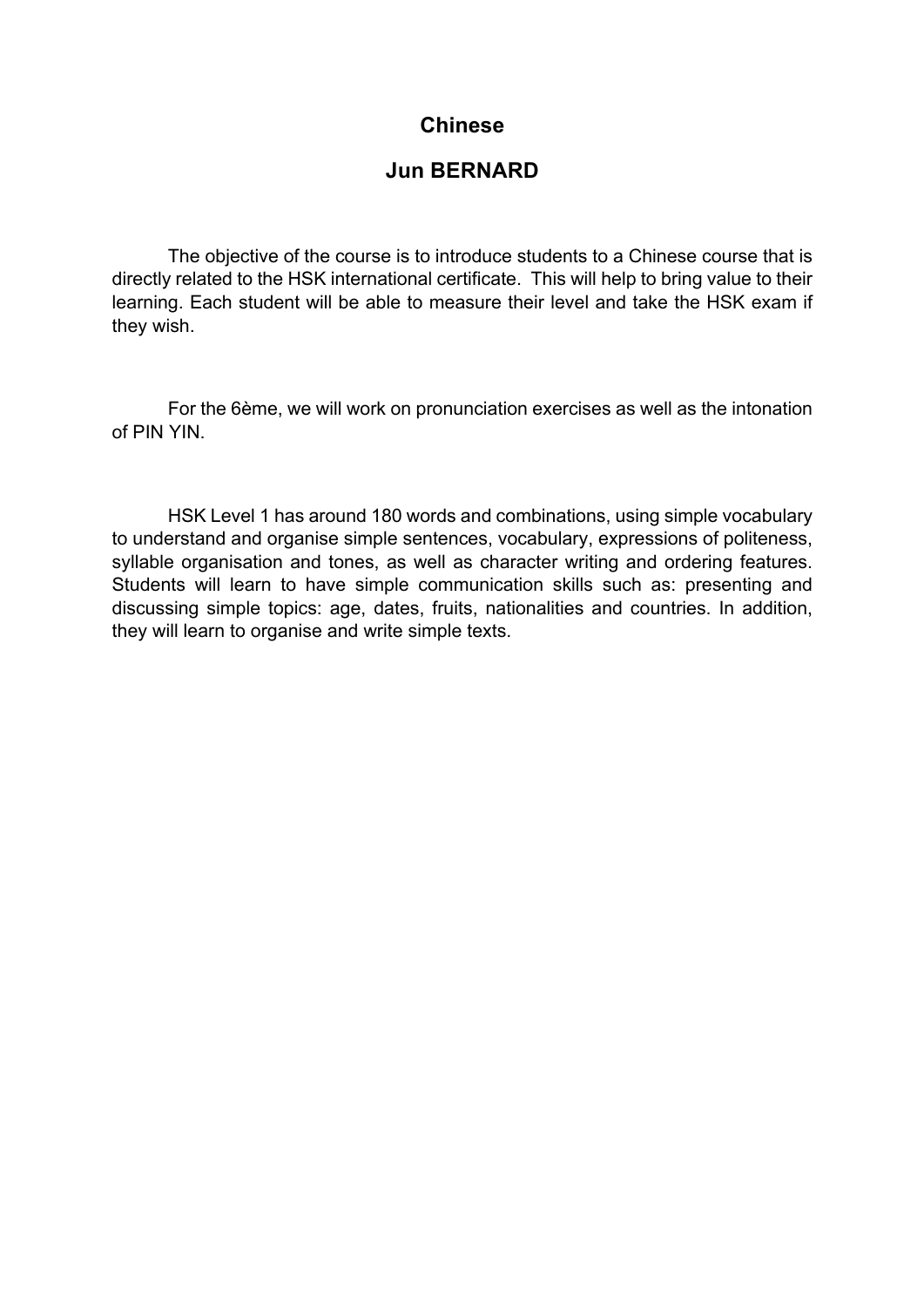## Chinese

## Jun BERNARD

The objective of the course is to introduce students to a Chinese course that is directly related to the HSK international certificate. This will help to bring value to their learning. Each student will be able to measure their level and take the HSK exam if they wish.

For the 6ème, we will work on pronunciation exercises as well as the intonation of PIN YIN.

HSK Level 1 has around 180 words and combinations, using simple vocabulary to understand and organise simple sentences, vocabulary, expressions of politeness, syllable organisation and tones, as well as character writing and ordering features. Students will learn to have simple communication skills such as: presenting and discussing simple topics: age, dates, fruits, nationalities and countries. In addition, they will learn to organise and write simple texts.